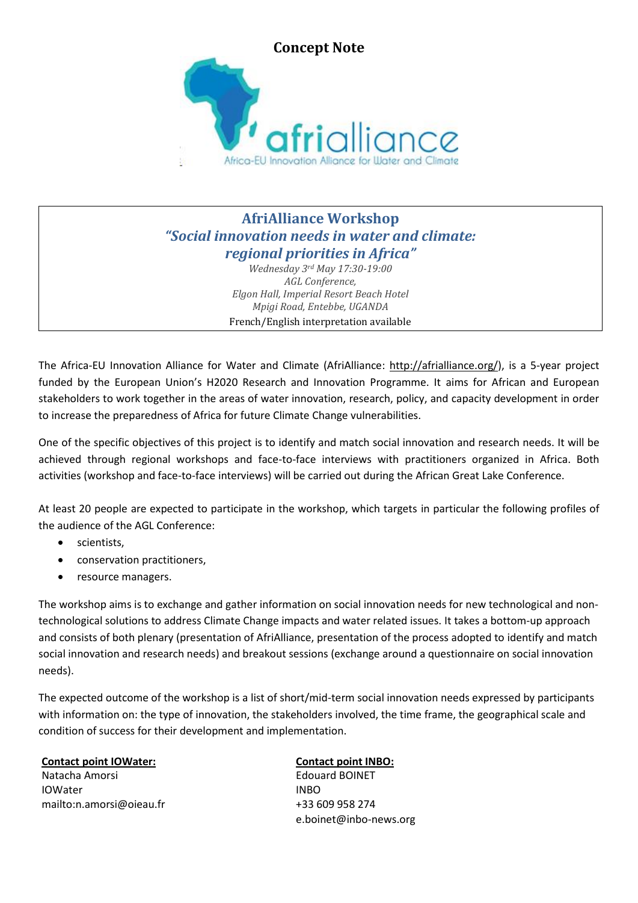# Concept Note

afrialliance

Africa-EU Innovation Alliance for Water and Climate

## AfriAlliance Workshop

## *"Social innovation needs in water and climate: regional priorities in Africa"*

*Wednesday 3rd May 17:30-19:00*
*AGL Conference,*
*Elgon Hall, Imperial Resort Beach Hotel*
*Mpigi Road, Entebbe, UGANDA*
French/English interpretation available

The Africa-EU Innovation Alliance for Water and Climate (AfriAlliance: http://afrialliance.org/), is a 5-year project funded by the European Union's H2020 Research and Innovation Programme. It aims for African and European stakeholders to work together in the areas of water innovation, research, policy, and capacity development in order to increase the preparedness of Africa for future Climate Change vulnerabilities.

One of the specific objectives of this project is to identify and match social innovation and research needs. It will be achieved through regional workshops and face-to-face interviews with practitioners organized in Africa. Both activities (workshop and face-to-face interviews) will be carried out during the African Great Lake Conference.

At least 20 people are expected to participate in the workshop, which targets in particular the following profiles of the audience of the AGL Conference:

- scientists,
- conservation practitioners,
- resource managers.

The workshop aims is to exchange and gather information on social innovation needs for new technological and non-technological solutions to address Climate Change impacts and water related issues. It takes a bottom-up approach and consists of both plenary (presentation of AfriAlliance, presentation of the process adopted to identify and match social innovation and research needs) and breakout sessions (exchange around a questionnaire on social innovation needs).

The expected outcome of the workshop is a list of short/mid-term social innovation needs expressed by participants with information on: the type of innovation, the stakeholders involved, the time frame, the geographical scale and condition of success for their development and implementation.

**Contact point IOWater:**
Natacha Amorsi
IOWater
mailto:n.amorsi@oieau.fr

**Contact point INBO:**
Edouard BOINET
INBO
+33 609 958 274
e.boinet@inbo-news.org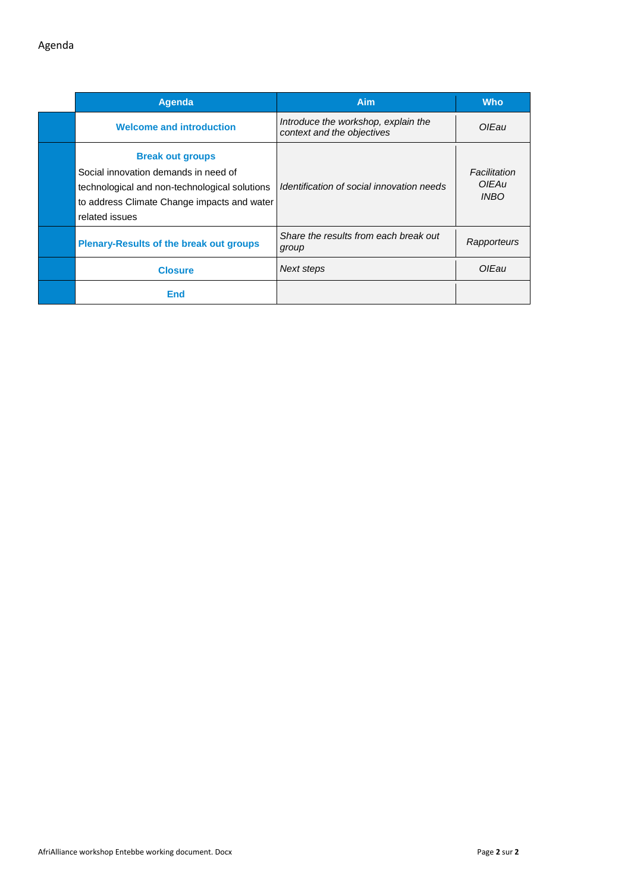Agenda

| | Agenda | Aim | Who |
|---|---|---|---|
| | **Welcome and introduction** | *Introduce the workshop, explain the context and the objectives* | *OIEau* |
| | **Break out groups** Social innovation demands in need of technological and non-technological solutions to address Climate Change impacts and water related issues | *Identification of social innovation needs* | *Facilitation OIEAu INBO* |
| | **Plenary-Results of the break out groups** | *Share the results from each break out group* | *Rapporteurs* |
| | **Closure** | *Next steps* | *OIEau* |
| | **End** | | |